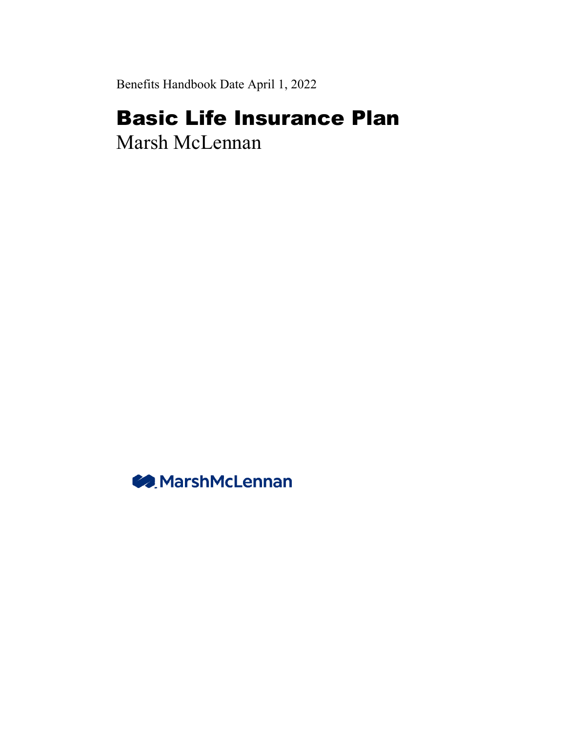Benefits Handbook Date April 1, 2022

# Basic Life Insurance Plan

Marsh McLennan

MarshMcLennan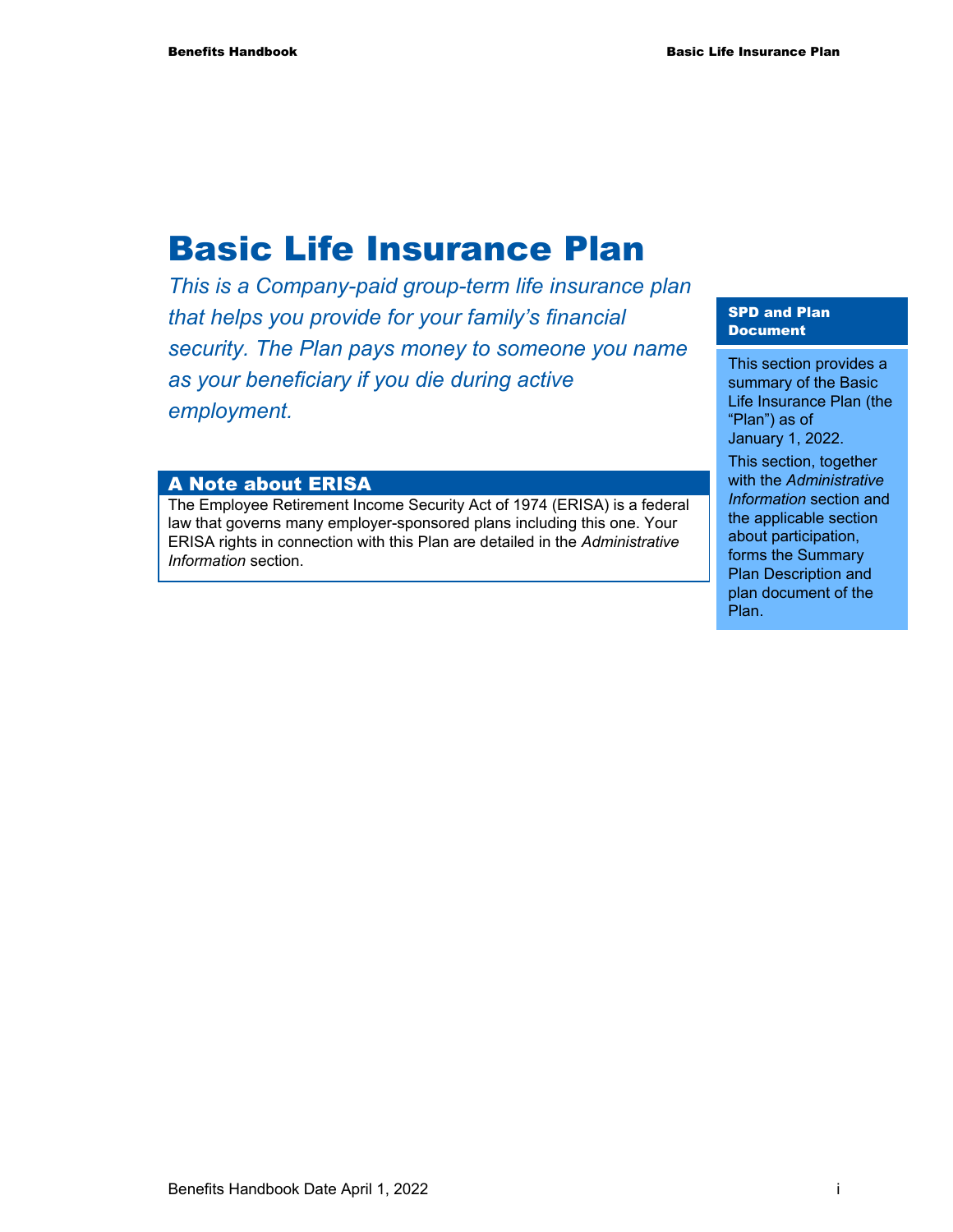# Basic Life Insurance Plan

*This is a Company-paid group-term life insurance plan that helps you provide for your family's financial security. The Plan pays money to someone you name as your beneficiary if you die during active employment.*

## A Note about ERISA

The Employee Retirement Income Security Act of 1974 (ERISA) is a federal law that governs many employer-sponsored plans including this one. Your ERISA rights in connection with this Plan are detailed in the *Administrative Information* section.

### SPD and Plan Document

This section provides a summary of the Basic Life Insurance Plan (the "Plan") as of January 1, 2022.

This section, together with the *Administrative Information* section and the applicable section about participation, forms the Summary Plan Description and plan document of the Plan.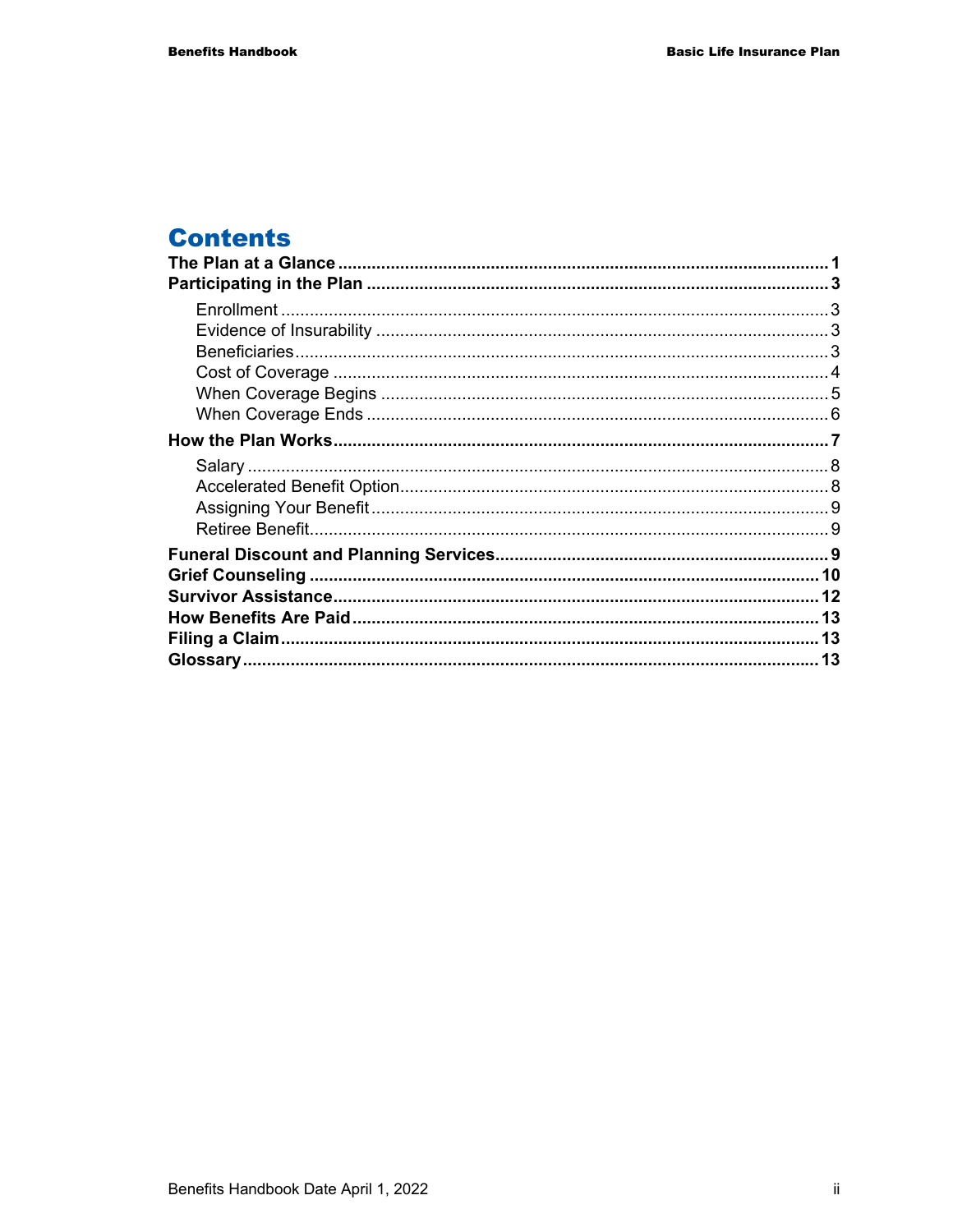# Contents

**The Plan at a Glance** .......... **1**

**Participating in the Plan** .......... **3**

- Enrollment .......... 3
- Evidence of Insurability .......... 3
- Beneficiaries .......... 3
- Cost of Coverage .......... 4
- When Coverage Begins .......... 5
- When Coverage Ends .......... 6

**How the Plan Works** .......... **7**

- Salary .......... 8
- Accelerated Benefit Option .......... 8
- Assigning Your Benefit .......... 9
- Retiree Benefit .......... 9

**Funeral Discount and Planning Services** .......... **9**

**Grief Counseling** .......... **10**

**Survivor Assistance** .......... **12**

**How Benefits Are Paid** .......... **13**

**Filing a Claim** .......... **13**

**Glossary** .......... **13**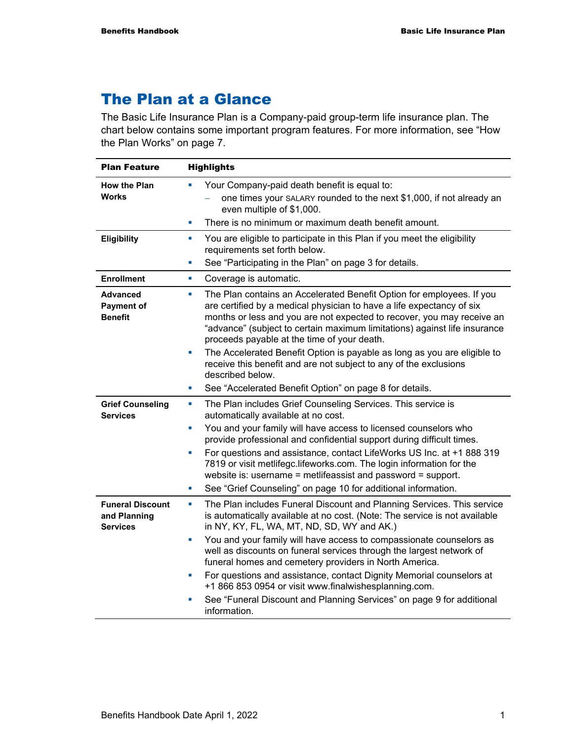# The Plan at a Glance

The Basic Life Insurance Plan is a Company-paid group-term life insurance plan. The chart below contains some important program features. For more information, see "How the Plan Works" on page 7.

| Plan Feature | Highlights |
|---|---|
| **How the Plan Works** | ▪ Your Company-paid death benefit is equal to:<br>– one times your SALARY rounded to the next $1,000, if not already an even multiple of $1,000.<br>▪ There is no minimum or maximum death benefit amount. |
| **Eligibility** | ▪ You are eligible to participate in this Plan if you meet the eligibility requirements set forth below.<br>▪ See "Participating in the Plan" on page 3 for details. |
| **Enrollment** | ▪ Coverage is automatic. |
| **Advanced Payment of Benefit** | ▪ The Plan contains an Accelerated Benefit Option for employees. If you are certified by a medical physician to have a life expectancy of six months or less and you are not expected to recover, you may receive an "advance" (subject to certain maximum limitations) against life insurance proceeds payable at the time of your death.<br>▪ The Accelerated Benefit Option is payable as long as you are eligible to receive this benefit and are not subject to any of the exclusions described below.<br>▪ See "Accelerated Benefit Option" on page 8 for details. |
| **Grief Counseling Services** | ▪ The Plan includes Grief Counseling Services. This service is automatically available at no cost.<br>▪ You and your family will have access to licensed counselors who provide professional and confidential support during difficult times.<br>▪ For questions and assistance, contact LifeWorks US Inc. at +1 888 319 7819 or visit metlifegc.lifeworks.com. The login information for the website is: username = metlifeassist and password = support.<br>▪ See "Grief Counseling" on page 10 for additional information. |
| **Funeral Discount and Planning Services** | ▪ The Plan includes Funeral Discount and Planning Services. This service is automatically available at no cost. (Note: The service is not available in NY, KY, FL, WA, MT, ND, SD, WY and AK.)<br>▪ You and your family will have access to compassionate counselors as well as discounts on funeral services through the largest network of funeral homes and cemetery providers in North America.<br>▪ For questions and assistance, contact Dignity Memorial counselors at +1 866 853 0954 or visit www.finalwishesplanning.com.<br>▪ See "Funeral Discount and Planning Services" on page 9 for additional information. |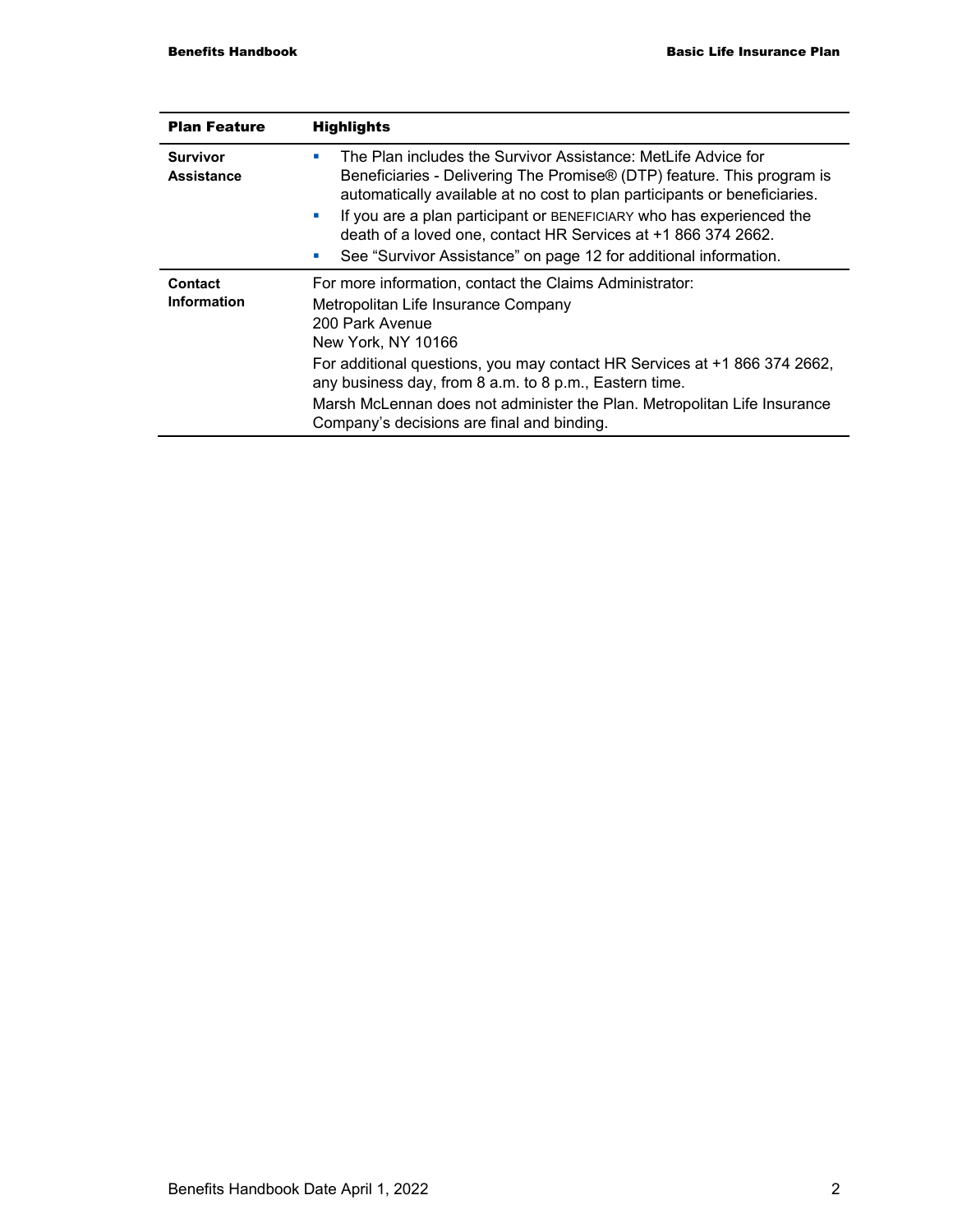| Plan Feature | Highlights |
| --- | --- |
| **Survivor Assistance** | ▪ The Plan includes the Survivor Assistance: MetLife Advice for Beneficiaries - Delivering The Promise® (DTP) feature. This program is automatically available at no cost to plan participants or beneficiaries.<br>▪ If you are a plan participant or BENEFICIARY who has experienced the death of a loved one, contact HR Services at +1 866 374 2662.<br>▪ See "Survivor Assistance" on page 12 for additional information. |
| **Contact Information** | For more information, contact the Claims Administrator:<br>Metropolitan Life Insurance Company<br>200 Park Avenue<br>New York, NY 10166<br>For additional questions, you may contact HR Services at +1 866 374 2662, any business day, from 8 a.m. to 8 p.m., Eastern time.<br>Marsh McLennan does not administer the Plan. Metropolitan Life Insurance Company's decisions are final and binding. |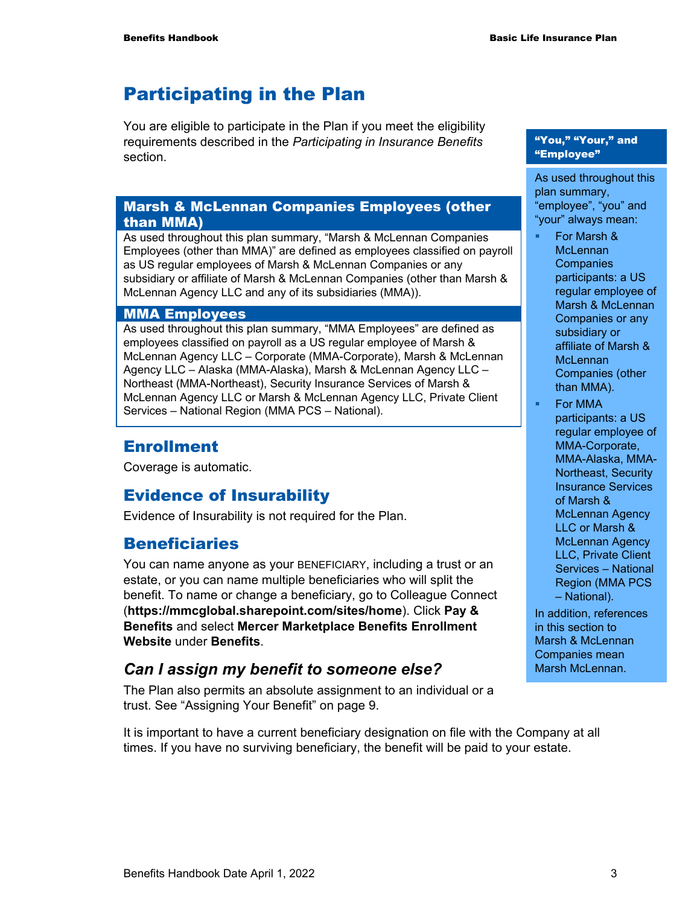# Participating in the Plan

You are eligible to participate in the Plan if you meet the eligibility requirements described in the *Participating in Insurance Benefits* section.

### "You," "Your," and "Employee"

As used throughout this plan summary, "employee", "you" and "your" always mean:

- For Marsh & McLennan Companies participants: a US regular employee of Marsh & McLennan Companies or any subsidiary or affiliate of Marsh & McLennan Companies (other than MMA).
- For MMA participants: a US regular employee of MMA-Corporate, MMA-Alaska, MMA-Northeast, Security Insurance Services of Marsh & McLennan Agency LLC or Marsh & McLennan Agency LLC, Private Client Services – National Region (MMA PCS – National).

In addition, references in this section to Marsh & McLennan Companies mean Marsh McLennan.

### Marsh & McLennan Companies Employees (other than MMA)

As used throughout this plan summary, "Marsh & McLennan Companies Employees (other than MMA)" are defined as employees classified on payroll as US regular employees of Marsh & McLennan Companies or any subsidiary or affiliate of Marsh & McLennan Companies (other than Marsh & McLennan Agency LLC and any of its subsidiaries (MMA)).

### MMA Employees

As used throughout this plan summary, "MMA Employees" are defined as employees classified on payroll as a US regular employee of Marsh & McLennan Agency LLC – Corporate (MMA-Corporate), Marsh & McLennan Agency LLC – Alaska (MMA-Alaska), Marsh & McLennan Agency LLC – Northeast (MMA-Northeast), Security Insurance Services of Marsh & McLennan Agency LLC or Marsh & McLennan Agency LLC, Private Client Services – National Region (MMA PCS – National).

## Enrollment

Coverage is automatic.

## Evidence of Insurability

Evidence of Insurability is not required for the Plan.

## Beneficiaries

You can name anyone as your BENEFICIARY, including a trust or an estate, or you can name multiple beneficiaries who will split the benefit. To name or change a beneficiary, go to Colleague Connect (**https://mmcglobal.sharepoint.com/sites/home**). Click **Pay & Benefits** and select **Mercer Marketplace Benefits Enrollment Website** under **Benefits**.

### *Can I assign my benefit to someone else?*

The Plan also permits an absolute assignment to an individual or a trust. See "Assigning Your Benefit" on page 9.

It is important to have a current beneficiary designation on file with the Company at all times. If you have no surviving beneficiary, the benefit will be paid to your estate.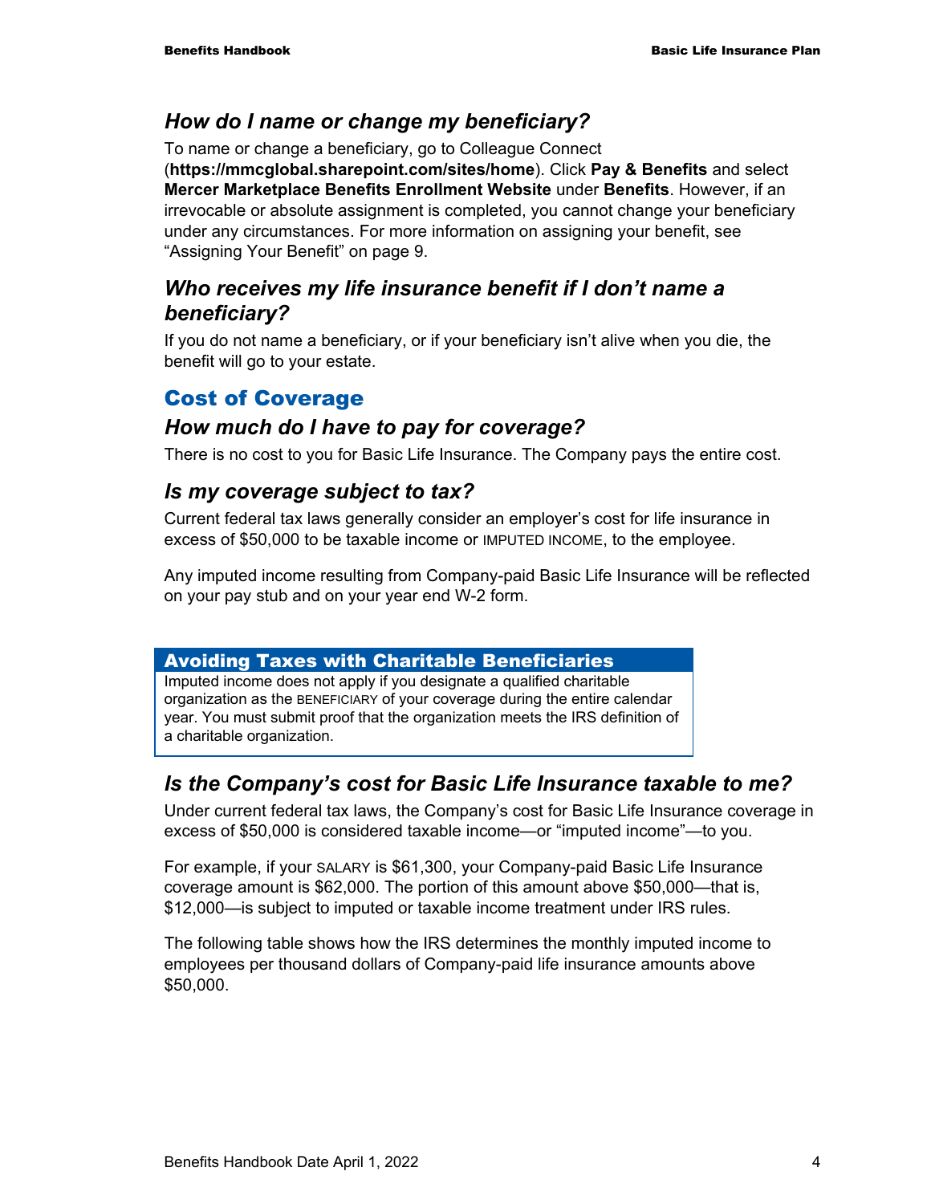### How do I name or change my beneficiary?

To name or change a beneficiary, go to Colleague Connect (**https://mmcglobal.sharepoint.com/sites/home**). Click **Pay & Benefits** and select **Mercer Marketplace Benefits Enrollment Website** under **Benefits**. However, if an irrevocable or absolute assignment is completed, you cannot change your beneficiary under any circumstances. For more information on assigning your benefit, see "Assigning Your Benefit" on page 9.

### Who receives my life insurance benefit if I don't name a beneficiary?

If you do not name a beneficiary, or if your beneficiary isn't alive when you die, the benefit will go to your estate.

## Cost of Coverage

### How much do I have to pay for coverage?

There is no cost to you for Basic Life Insurance. The Company pays the entire cost.

### Is my coverage subject to tax?

Current federal tax laws generally consider an employer's cost for life insurance in excess of $50,000 to be taxable income or IMPUTED INCOME, to the employee.

Any imputed income resulting from Company-paid Basic Life Insurance will be reflected on your pay stub and on your year end W-2 form.

**Avoiding Taxes with Charitable Beneficiaries**

Imputed income does not apply if you designate a qualified charitable organization as the BENEFICIARY of your coverage during the entire calendar year. You must submit proof that the organization meets the IRS definition of a charitable organization.

### Is the Company's cost for Basic Life Insurance taxable to me?

Under current federal tax laws, the Company's cost for Basic Life Insurance coverage in excess of $50,000 is considered taxable income—or "imputed income"—to you.

For example, if your SALARY is $61,300, your Company-paid Basic Life Insurance coverage amount is $62,000. The portion of this amount above $50,000—that is, $12,000—is subject to imputed or taxable income treatment under IRS rules.

The following table shows how the IRS determines the monthly imputed income to employees per thousand dollars of Company-paid life insurance amounts above $50,000.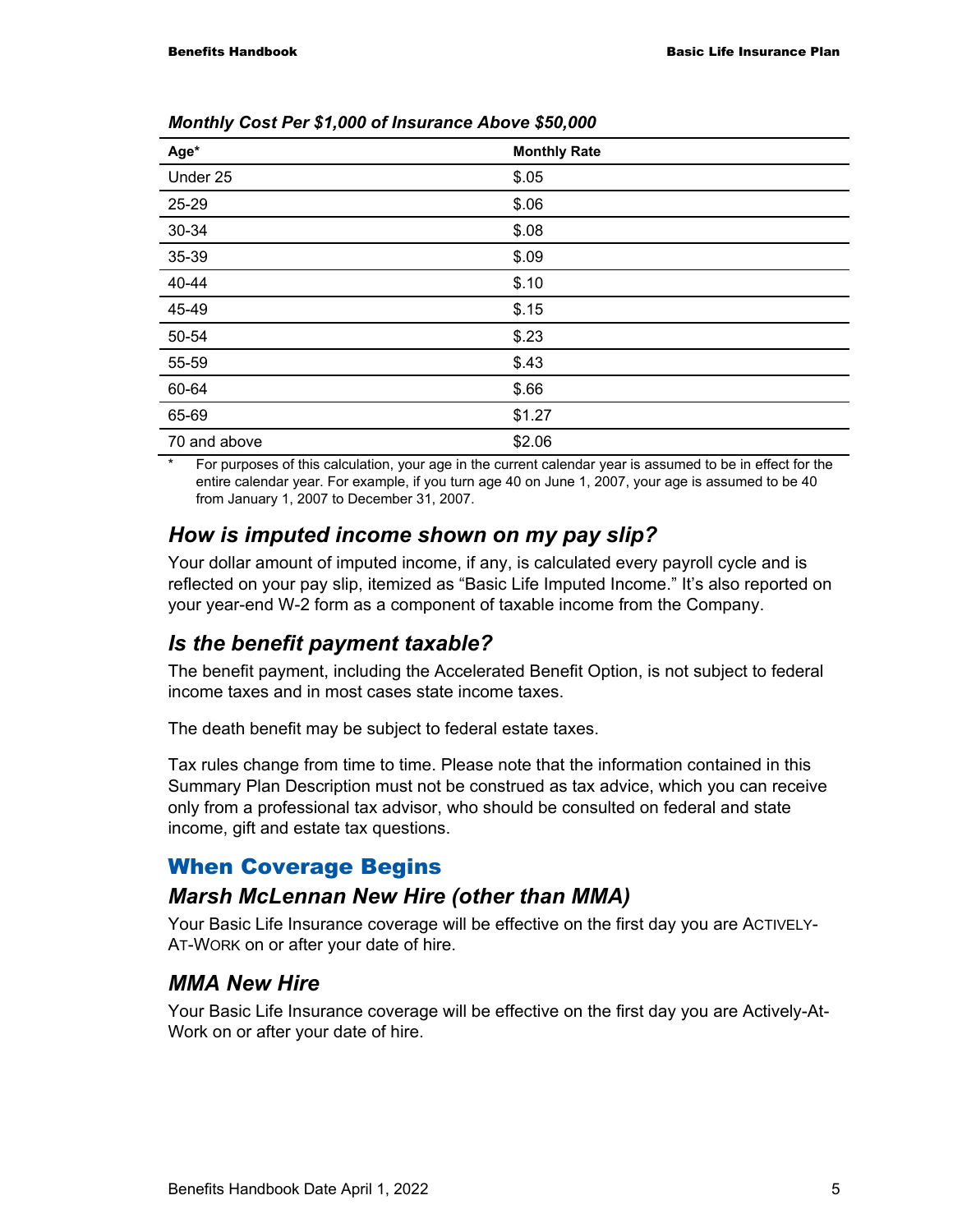*Monthly Cost Per $1,000 of Insurance Above $50,000*

| Age* | Monthly Rate |
|---|---|
| Under 25 | $.05 |
| 25-29 | $.06 |
| 30-34 | $.08 |
| 35-39 | $.09 |
| 40-44 | $.10 |
| 45-49 | $.15 |
| 50-54 | $.23 |
| 55-59 | $.43 |
| 60-64 | $.66 |
| 65-69 | $1.27 |
| 70 and above | $2.06 |

\* For purposes of this calculation, your age in the current calendar year is assumed to be in effect for the entire calendar year. For example, if you turn age 40 on June 1, 2007, your age is assumed to be 40 from January 1, 2007 to December 31, 2007.

### *How is imputed income shown on my pay slip?*

Your dollar amount of imputed income, if any, is calculated every payroll cycle and is reflected on your pay slip, itemized as "Basic Life Imputed Income." It's also reported on your year-end W-2 form as a component of taxable income from the Company.

### *Is the benefit payment taxable?*

The benefit payment, including the Accelerated Benefit Option, is not subject to federal income taxes and in most cases state income taxes.

The death benefit may be subject to federal estate taxes.

Tax rules change from time to time. Please note that the information contained in this Summary Plan Description must not be construed as tax advice, which you can receive only from a professional tax advisor, who should be consulted on federal and state income, gift and estate tax questions.

## When Coverage Begins

### *Marsh McLennan New Hire (other than MMA)*

Your Basic Life Insurance coverage will be effective on the first day you are ACTIVELY-AT-WORK on or after your date of hire.

### *MMA New Hire*

Your Basic Life Insurance coverage will be effective on the first day you are Actively-At-Work on or after your date of hire.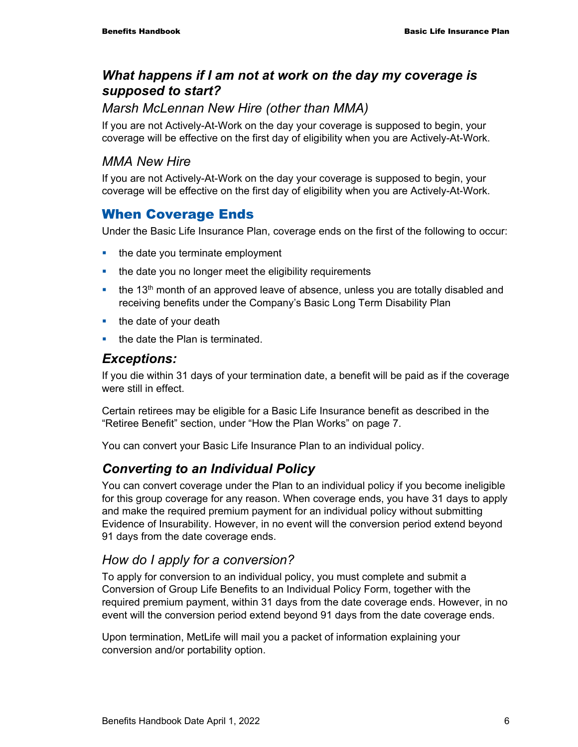### *What happens if I am not at work on the day my coverage is supposed to start?*

*Marsh McLennan New Hire (other than MMA)*

If you are not Actively-At-Work on the day your coverage is supposed to begin, your coverage will be effective on the first day of eligibility when you are Actively-At-Work.

*MMA New Hire*

If you are not Actively-At-Work on the day your coverage is supposed to begin, your coverage will be effective on the first day of eligibility when you are Actively-At-Work.

## When Coverage Ends

Under the Basic Life Insurance Plan, coverage ends on the first of the following to occur:

- the date you terminate employment
- the date you no longer meet the eligibility requirements
- the 13th month of an approved leave of absence, unless you are totally disabled and receiving benefits under the Company's Basic Long Term Disability Plan
- the date of your death
- the date the Plan is terminated.

### *Exceptions:*

If you die within 31 days of your termination date, a benefit will be paid as if the coverage were still in effect.

Certain retirees may be eligible for a Basic Life Insurance benefit as described in the "Retiree Benefit" section, under "How the Plan Works" on page 7.

You can convert your Basic Life Insurance Plan to an individual policy.

### *Converting to an Individual Policy*

You can convert coverage under the Plan to an individual policy if you become ineligible for this group coverage for any reason. When coverage ends, you have 31 days to apply and make the required premium payment for an individual policy without submitting Evidence of Insurability. However, in no event will the conversion period extend beyond 91 days from the date coverage ends.

*How do I apply for a conversion?*

To apply for conversion to an individual policy, you must complete and submit a Conversion of Group Life Benefits to an Individual Policy Form, together with the required premium payment, within 31 days from the date coverage ends. However, in no event will the conversion period extend beyond 91 days from the date coverage ends.

Upon termination, MetLife will mail you a packet of information explaining your conversion and/or portability option.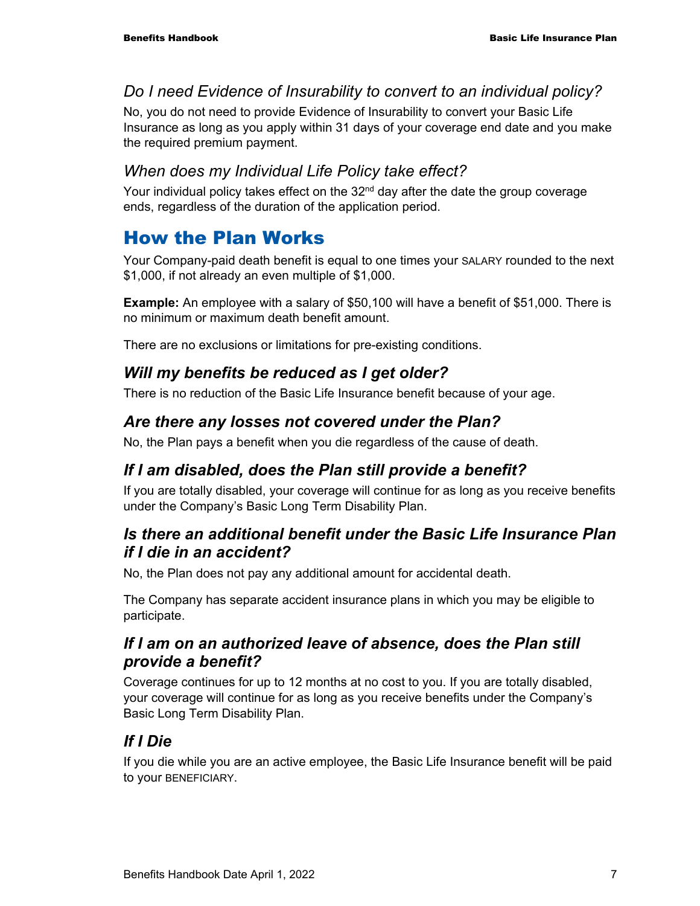### *Do I need Evidence of Insurability to convert to an individual policy?*

No, you do not need to provide Evidence of Insurability to convert your Basic Life Insurance as long as you apply within 31 days of your coverage end date and you make the required premium payment.

### *When does my Individual Life Policy take effect?*

Your individual policy takes effect on the 32nd day after the date the group coverage ends, regardless of the duration of the application period.

## How the Plan Works

Your Company-paid death benefit is equal to one times your SALARY rounded to the next $1,000, if not already an even multiple of $1,000.

**Example:** An employee with a salary of $50,100 will have a benefit of $51,000. There is no minimum or maximum death benefit amount.

There are no exclusions or limitations for pre-existing conditions.

### ***Will my benefits be reduced as I get older?***

There is no reduction of the Basic Life Insurance benefit because of your age.

### ***Are there any losses not covered under the Plan?***

No, the Plan pays a benefit when you die regardless of the cause of death.

### ***If I am disabled, does the Plan still provide a benefit?***

If you are totally disabled, your coverage will continue for as long as you receive benefits under the Company's Basic Long Term Disability Plan.

### ***Is there an additional benefit under the Basic Life Insurance Plan if I die in an accident?***

No, the Plan does not pay any additional amount for accidental death.

The Company has separate accident insurance plans in which you may be eligible to participate.

### ***If I am on an authorized leave of absence, does the Plan still provide a benefit?***

Coverage continues for up to 12 months at no cost to you. If you are totally disabled, your coverage will continue for as long as you receive benefits under the Company's Basic Long Term Disability Plan.

### ***If I Die***

If you die while you are an active employee, the Basic Life Insurance benefit will be paid to your BENEFICIARY.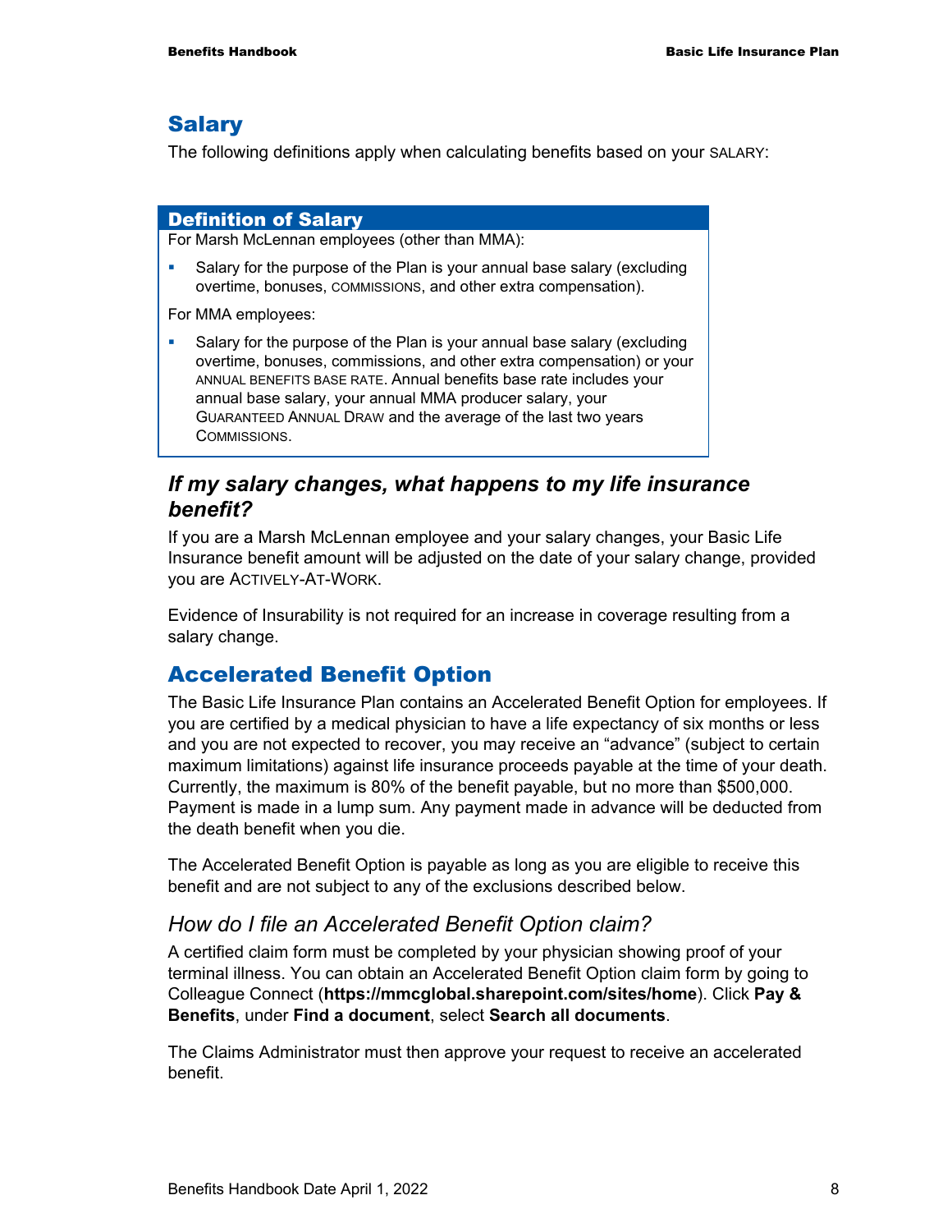## Salary

The following definitions apply when calculating benefits based on your SALARY:

| Definition of Salary |
| --- |
| For Marsh McLennan employees (other than MMA):<br>▪ Salary for the purpose of the Plan is your annual base salary (excluding overtime, bonuses, COMMISSIONS, and other extra compensation).<br>For MMA employees:<br>▪ Salary for the purpose of the Plan is your annual base salary (excluding overtime, bonuses, commissions, and other extra compensation) or your ANNUAL BENEFITS BASE RATE. Annual benefits base rate includes your annual base salary, your annual MMA producer salary, your GUARANTEED ANNUAL DRAW and the average of the last two years COMMISSIONS. |

### *If my salary changes, what happens to my life insurance benefit?*

If you are a Marsh McLennan employee and your salary changes, your Basic Life Insurance benefit amount will be adjusted on the date of your salary change, provided you are ACTIVELY-AT-WORK.

Evidence of Insurability is not required for an increase in coverage resulting from a salary change.

## Accelerated Benefit Option

The Basic Life Insurance Plan contains an Accelerated Benefit Option for employees. If you are certified by a medical physician to have a life expectancy of six months or less and you are not expected to recover, you may receive an "advance" (subject to certain maximum limitations) against life insurance proceeds payable at the time of your death. Currently, the maximum is 80% of the benefit payable, but no more than $500,000. Payment is made in a lump sum. Any payment made in advance will be deducted from the death benefit when you die.

The Accelerated Benefit Option is payable as long as you are eligible to receive this benefit and are not subject to any of the exclusions described below.

### *How do I file an Accelerated Benefit Option claim?*

A certified claim form must be completed by your physician showing proof of your terminal illness. You can obtain an Accelerated Benefit Option claim form by going to Colleague Connect (**https://mmcglobal.sharepoint.com/sites/home**). Click **Pay & Benefits**, under **Find a document**, select **Search all documents**.

The Claims Administrator must then approve your request to receive an accelerated benefit.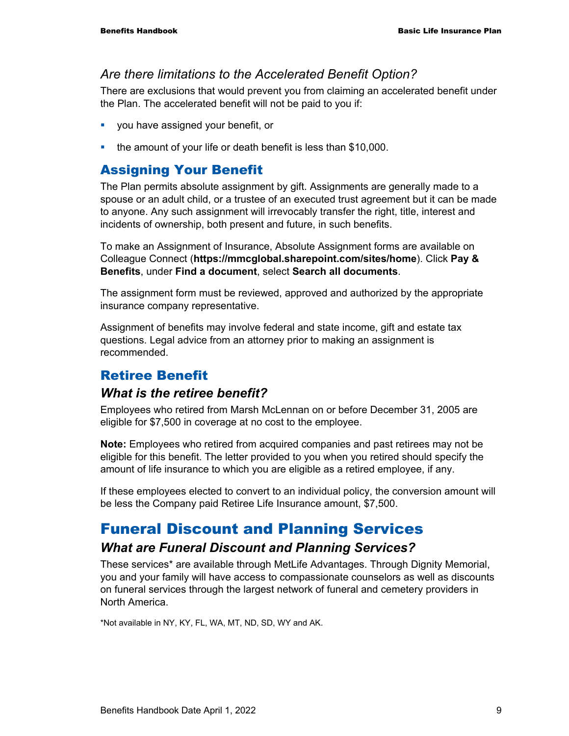### *Are there limitations to the Accelerated Benefit Option?*

There are exclusions that would prevent you from claiming an accelerated benefit under the Plan. The accelerated benefit will not be paid to you if:

- you have assigned your benefit, or
- the amount of your life or death benefit is less than $10,000.

## Assigning Your Benefit

The Plan permits absolute assignment by gift. Assignments are generally made to a spouse or an adult child, or a trustee of an executed trust agreement but it can be made to anyone. Any such assignment will irrevocably transfer the right, title, interest and incidents of ownership, both present and future, in such benefits.

To make an Assignment of Insurance, Absolute Assignment forms are available on Colleague Connect (**https://mmcglobal.sharepoint.com/sites/home**). Click **Pay & Benefits**, under **Find a document**, select **Search all documents**.

The assignment form must be reviewed, approved and authorized by the appropriate insurance company representative.

Assignment of benefits may involve federal and state income, gift and estate tax questions. Legal advice from an attorney prior to making an assignment is recommended.

## Retiree Benefit

### *What is the retiree benefit?*

Employees who retired from Marsh McLennan on or before December 31, 2005 are eligible for $7,500 in coverage at no cost to the employee.

**Note:** Employees who retired from acquired companies and past retirees may not be eligible for this benefit. The letter provided to you when you retired should specify the amount of life insurance to which you are eligible as a retired employee, if any.

If these employees elected to convert to an individual policy, the conversion amount will be less the Company paid Retiree Life Insurance amount, $7,500.

# Funeral Discount and Planning Services

### *What are Funeral Discount and Planning Services?*

These services* are available through MetLife Advantages. Through Dignity Memorial, you and your family will have access to compassionate counselors as well as discounts on funeral services through the largest network of funeral and cemetery providers in North America.

*Not available in NY, KY, FL, WA, MT, ND, SD, WY and AK.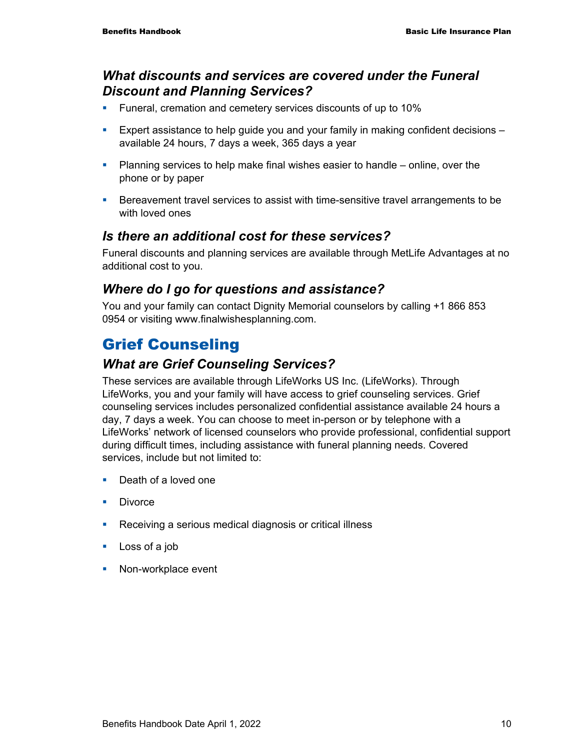### *What discounts and services are covered under the Funeral Discount and Planning Services?*

- Funeral, cremation and cemetery services discounts of up to 10%
- Expert assistance to help guide you and your family in making confident decisions – available 24 hours, 7 days a week, 365 days a year
- Planning services to help make final wishes easier to handle – online, over the phone or by paper
- Bereavement travel services to assist with time-sensitive travel arrangements to be with loved ones

### *Is there an additional cost for these services?*

Funeral discounts and planning services are available through MetLife Advantages at no additional cost to you.

### *Where do I go for questions and assistance?*

You and your family can contact Dignity Memorial counselors by calling +1 866 853 0954 or visiting www.finalwishesplanning.com.

## Grief Counseling

### *What are Grief Counseling Services?*

These services are available through LifeWorks US Inc. (LifeWorks). Through LifeWorks, you and your family will have access to grief counseling services. Grief counseling services includes personalized confidential assistance available 24 hours a day, 7 days a week. You can choose to meet in-person or by telephone with a LifeWorks' network of licensed counselors who provide professional, confidential support during difficult times, including assistance with funeral planning needs. Covered services, include but not limited to:

- Death of a loved one
- Divorce
- Receiving a serious medical diagnosis or critical illness
- Loss of a job
- Non-workplace event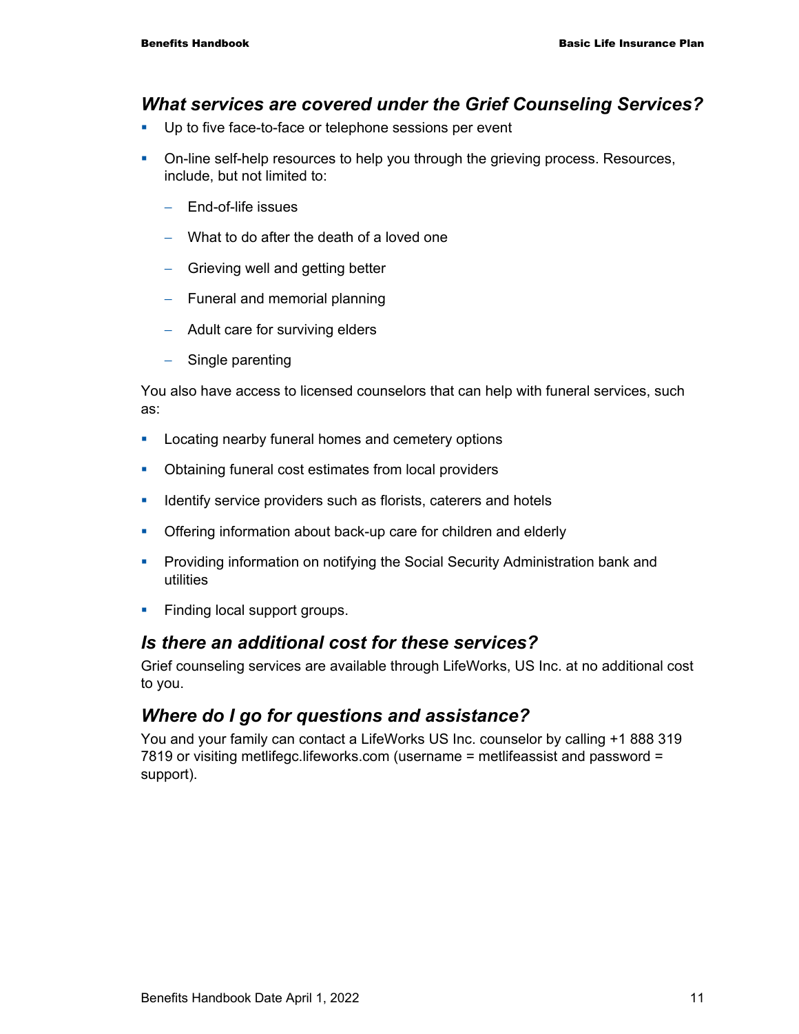### *What services are covered under the Grief Counseling Services?*

- Up to five face-to-face or telephone sessions per event
- On-line self-help resources to help you through the grieving process. Resources, include, but not limited to:
  - End-of-life issues
  - What to do after the death of a loved one
  - Grieving well and getting better
  - Funeral and memorial planning
  - Adult care for surviving elders
  - Single parenting

You also have access to licensed counselors that can help with funeral services, such as:

- Locating nearby funeral homes and cemetery options
- Obtaining funeral cost estimates from local providers
- Identify service providers such as florists, caterers and hotels
- Offering information about back-up care for children and elderly
- Providing information on notifying the Social Security Administration bank and utilities
- Finding local support groups.

### *Is there an additional cost for these services?*

Grief counseling services are available through LifeWorks, US Inc. at no additional cost to you.

### *Where do I go for questions and assistance?*

You and your family can contact a LifeWorks US Inc. counselor by calling +1 888 319 7819 or visiting metlifegc.lifeworks.com (username = metlifeassist and password = support).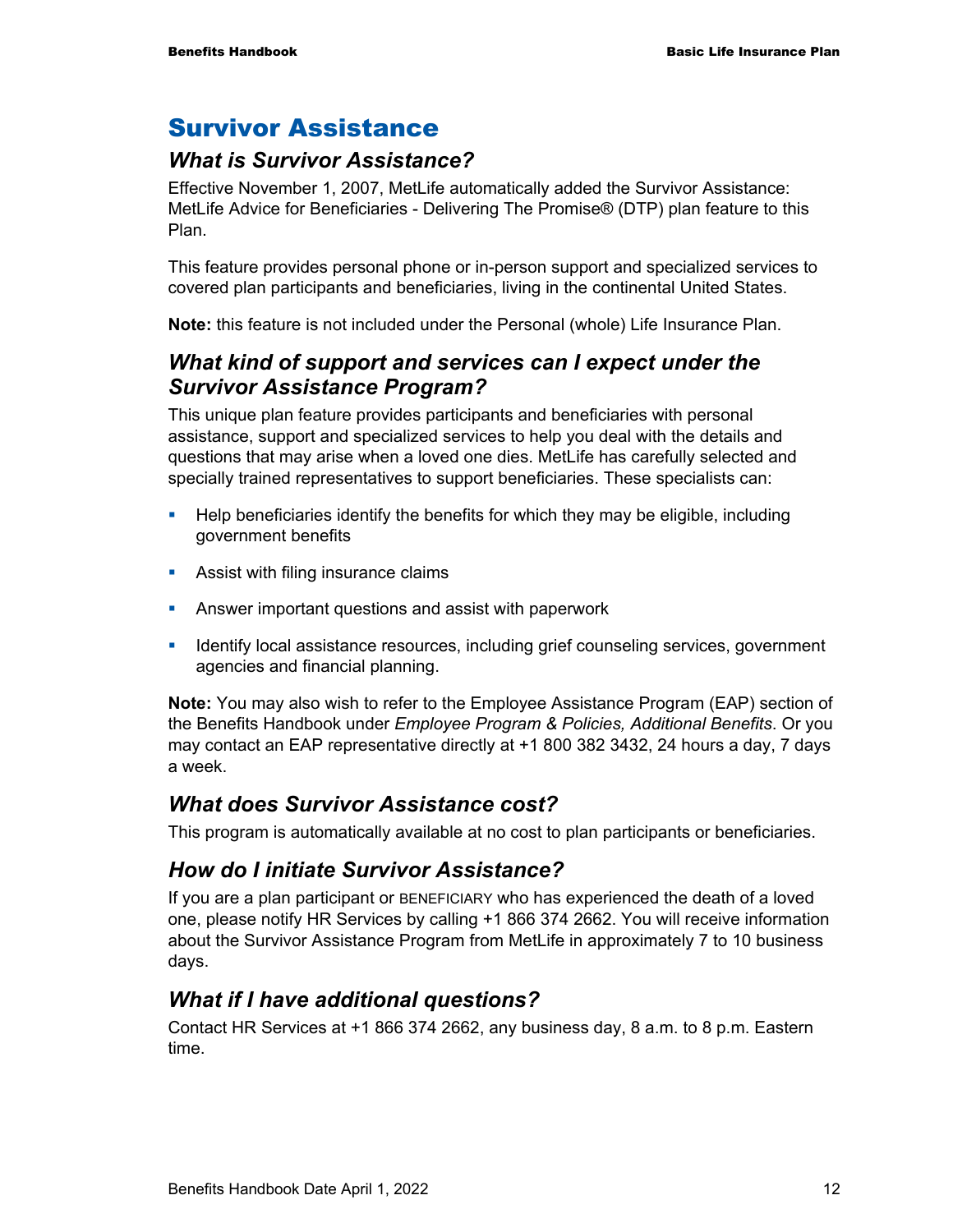# Survivor Assistance

## *What is Survivor Assistance?*

Effective November 1, 2007, MetLife automatically added the Survivor Assistance: MetLife Advice for Beneficiaries - Delivering The Promise® (DTP) plan feature to this Plan.

This feature provides personal phone or in-person support and specialized services to covered plan participants and beneficiaries, living in the continental United States.

**Note:** this feature is not included under the Personal (whole) Life Insurance Plan.

## *What kind of support and services can I expect under the Survivor Assistance Program?*

This unique plan feature provides participants and beneficiaries with personal assistance, support and specialized services to help you deal with the details and questions that may arise when a loved one dies. MetLife has carefully selected and specially trained representatives to support beneficiaries. These specialists can:

- Help beneficiaries identify the benefits for which they may be eligible, including government benefits
- Assist with filing insurance claims
- Answer important questions and assist with paperwork
- Identify local assistance resources, including grief counseling services, government agencies and financial planning.

**Note:** You may also wish to refer to the Employee Assistance Program (EAP) section of the Benefits Handbook under *Employee Program & Policies, Additional Benefits*. Or you may contact an EAP representative directly at +1 800 382 3432, 24 hours a day, 7 days a week.

## *What does Survivor Assistance cost?*

This program is automatically available at no cost to plan participants or beneficiaries.

## *How do I initiate Survivor Assistance?*

If you are a plan participant or BENEFICIARY who has experienced the death of a loved one, please notify HR Services by calling +1 866 374 2662. You will receive information about the Survivor Assistance Program from MetLife in approximately 7 to 10 business days.

## *What if I have additional questions?*

Contact HR Services at +1 866 374 2662, any business day, 8 a.m. to 8 p.m. Eastern time.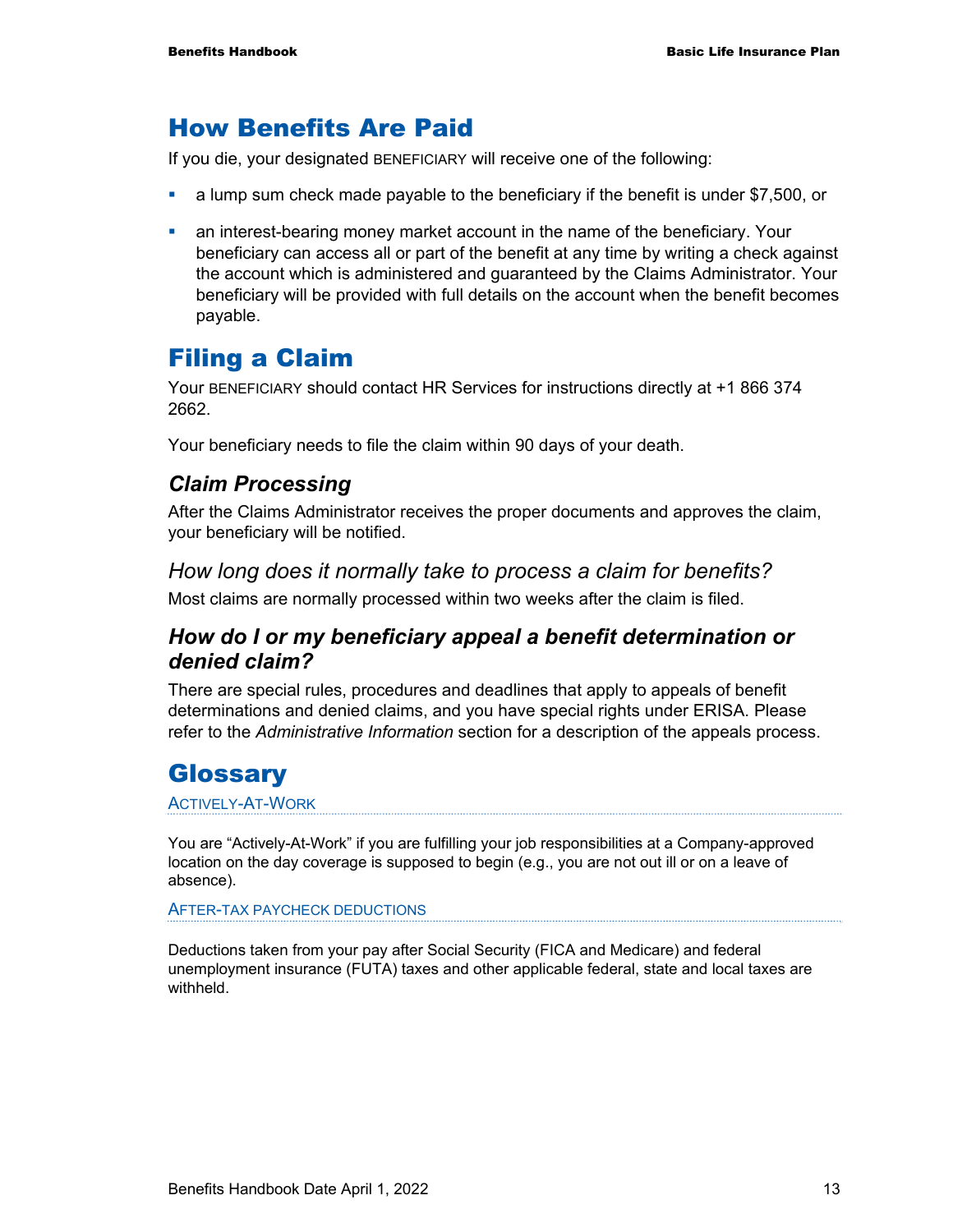# How Benefits Are Paid

If you die, your designated BENEFICIARY will receive one of the following:

- a lump sum check made payable to the beneficiary if the benefit is under $7,500, or
- an interest-bearing money market account in the name of the beneficiary. Your beneficiary can access all or part of the benefit at any time by writing a check against the account which is administered and guaranteed by the Claims Administrator. Your beneficiary will be provided with full details on the account when the benefit becomes payable.

# Filing a Claim

Your BENEFICIARY should contact HR Services for instructions directly at +1 866 374 2662.

Your beneficiary needs to file the claim within 90 days of your death.

## *Claim Processing*

After the Claims Administrator receives the proper documents and approves the claim, your beneficiary will be notified.

### *How long does it normally take to process a claim for benefits?*

Most claims are normally processed within two weeks after the claim is filed.

## *How do I or my beneficiary appeal a benefit determination or denied claim?*

There are special rules, procedures and deadlines that apply to appeals of benefit determinations and denied claims, and you have special rights under ERISA. Please refer to the *Administrative Information* section for a description of the appeals process.

# Glossary

ACTIVELY-AT-WORK

You are "Actively-At-Work" if you are fulfilling your job responsibilities at a Company-approved location on the day coverage is supposed to begin (e.g., you are not out ill or on a leave of absence).

AFTER-TAX PAYCHECK DEDUCTIONS

Deductions taken from your pay after Social Security (FICA and Medicare) and federal unemployment insurance (FUTA) taxes and other applicable federal, state and local taxes are withheld.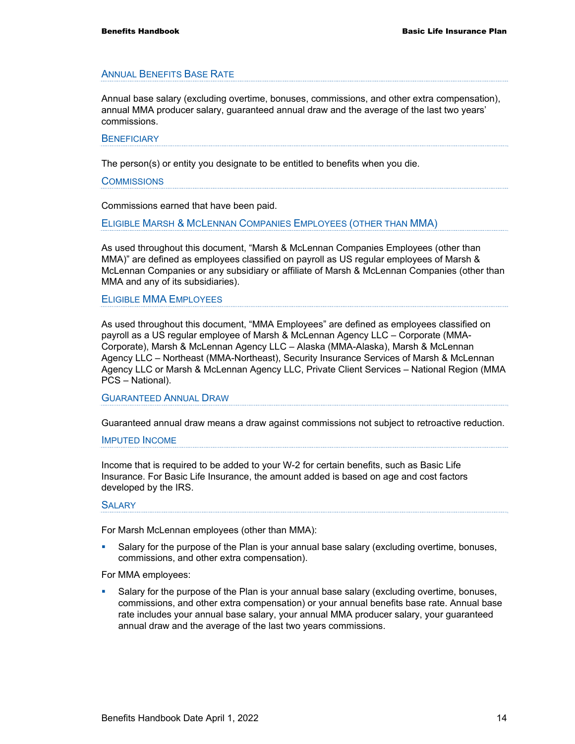### Annual Benefits Base Rate

Annual base salary (excluding overtime, bonuses, commissions, and other extra compensation), annual MMA producer salary, guaranteed annual draw and the average of the last two years' commissions.

### Beneficiary

The person(s) or entity you designate to be entitled to benefits when you die.

### Commissions

Commissions earned that have been paid.

### Eligible Marsh & McLennan Companies Employees (other than MMA)

As used throughout this document, "Marsh & McLennan Companies Employees (other than MMA)" are defined as employees classified on payroll as US regular employees of Marsh & McLennan Companies or any subsidiary or affiliate of Marsh & McLennan Companies (other than MMA and any of its subsidiaries).

### Eligible MMA Employees

As used throughout this document, "MMA Employees" are defined as employees classified on payroll as a US regular employee of Marsh & McLennan Agency LLC – Corporate (MMA-Corporate), Marsh & McLennan Agency LLC – Alaska (MMA-Alaska), Marsh & McLennan Agency LLC – Northeast (MMA-Northeast), Security Insurance Services of Marsh & McLennan Agency LLC or Marsh & McLennan Agency LLC, Private Client Services – National Region (MMA PCS – National).

### Guaranteed Annual Draw

Guaranteed annual draw means a draw against commissions not subject to retroactive reduction.

### Imputed Income

Income that is required to be added to your W-2 for certain benefits, such as Basic Life Insurance. For Basic Life Insurance, the amount added is based on age and cost factors developed by the IRS.

### Salary

For Marsh McLennan employees (other than MMA):

- Salary for the purpose of the Plan is your annual base salary (excluding overtime, bonuses, commissions, and other extra compensation).

For MMA employees:

- Salary for the purpose of the Plan is your annual base salary (excluding overtime, bonuses, commissions, and other extra compensation) or your annual benefits base rate. Annual base rate includes your annual base salary, your annual MMA producer salary, your guaranteed annual draw and the average of the last two years commissions.